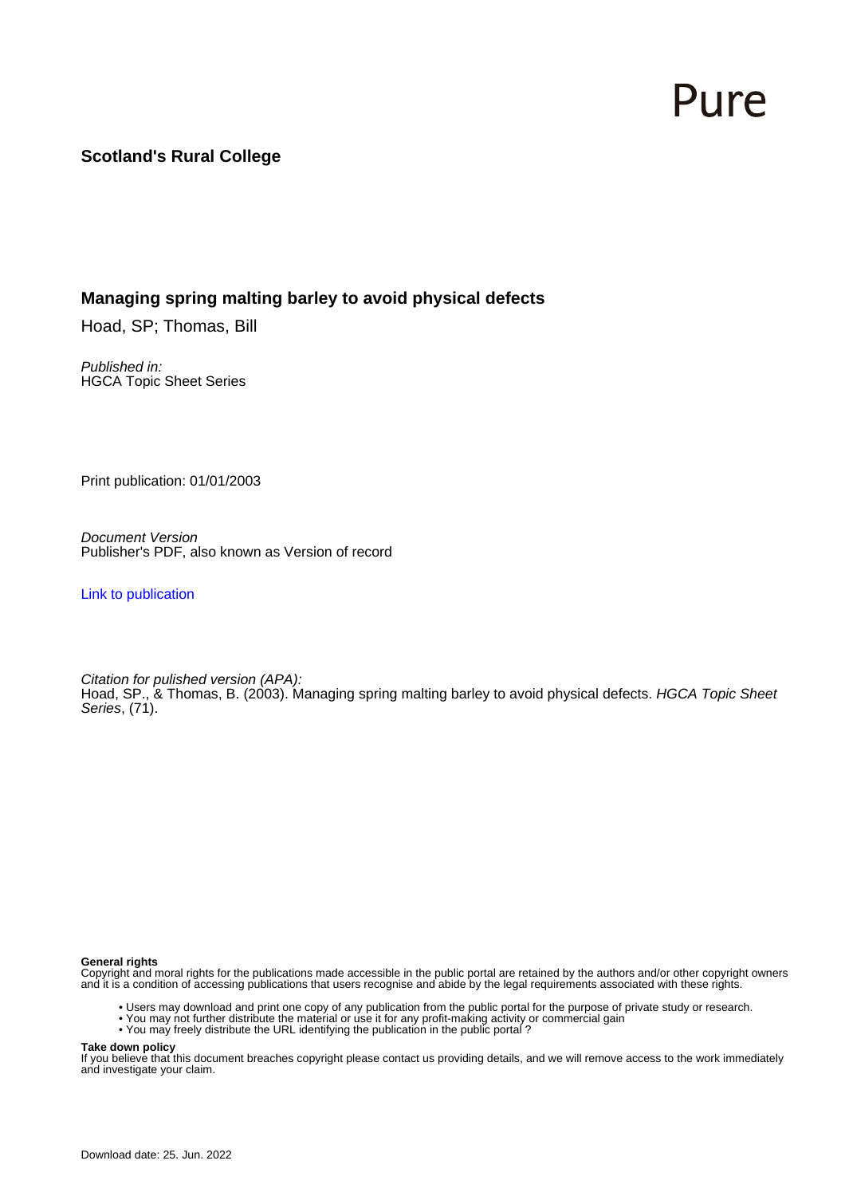Pure

**Scotland's Rural College**

## Managing spring malting barley to avoid physical defects

Hoad, SP; Thomas, Bill

*Published in:*
HGCA Topic Sheet Series

Print publication: 01/01/2003

*Document Version*
Publisher's PDF, also known as Version of record

Link to publication

*Citation for pulished version (APA):*
Hoad, SP., & Thomas, B. (2003). Managing spring malting barley to avoid physical defects. *HGCA Topic Sheet Series*, (71).

**General rights**
Copyright and moral rights for the publications made accessible in the public portal are retained by the authors and/or other copyright owners and it is a condition of accessing publications that users recognise and abide by the legal requirements associated with these rights.

- Users may download and print one copy of any publication from the public portal for the purpose of private study or research.
- You may not further distribute the material or use it for any profit-making activity or commercial gain
- You may freely distribute the URL identifying the publication in the public portal ?

**Take down policy**
If you believe that this document breaches copyright please contact us providing details, and we will remove access to the work immediately and investigate your claim.

Download date: 25. Jun. 2022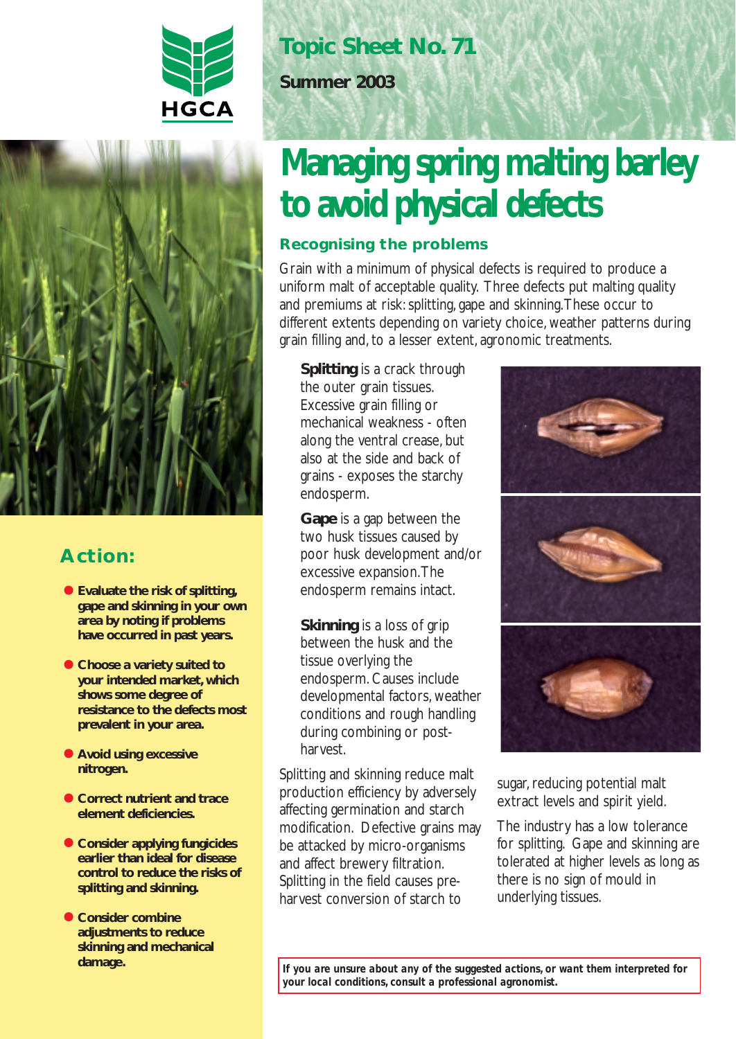# Topic Sheet No. 71

**Summer 2003**

# Managing spring malting barley to avoid physical defects

### Recognising the problems

Grain with a minimum of physical defects is required to produce a uniform malt of acceptable quality. Three defects put malting quality and premiums at risk: splitting, gape and skinning. These occur to different extents depending on variety choice, weather patterns during grain filling and, to a lesser extent, agronomic treatments.

**Splitting** is a crack through the outer grain tissues. Excessive grain filling or mechanical weakness - often along the ventral crease, but also at the side and back of grains - exposes the starchy endosperm.

**Gape** is a gap between the two husk tissues caused by poor husk development and/or excessive expansion. The endosperm remains intact.

**Skinning** is a loss of grip between the husk and the tissue overlying the endosperm. Causes include developmental factors, weather conditions and rough handling during combining or post-harvest.

Splitting and skinning reduce malt production efficiency by adversely affecting germination and starch modification. Defective grains may be attacked by micro-organisms and affect brewery filtration. Splitting in the field causes pre-harvest conversion of starch to sugar, reducing potential malt extract levels and spirit yield.

The industry has a low tolerance for splitting. Gape and skinning are tolerated at higher levels as long as there is no sign of mould in underlying tissues.

## Action:

- **Evaluate the risk of splitting, gape and skinning in your own area by noting if problems have occurred in past years.**
- **Choose a variety suited to your intended market, which shows some degree of resistance to the defects most prevalent in your area.**
- **Avoid using excessive nitrogen.**
- **Correct nutrient and trace element deficiencies.**
- **Consider applying fungicides earlier than ideal for disease control to reduce the risks of splitting and skinning.**
- **Consider combine adjustments to reduce skinning and mechanical damage.**

***If you are unsure about any of the suggested actions, or want them interpreted for your local conditions, consult a professional agronomist.***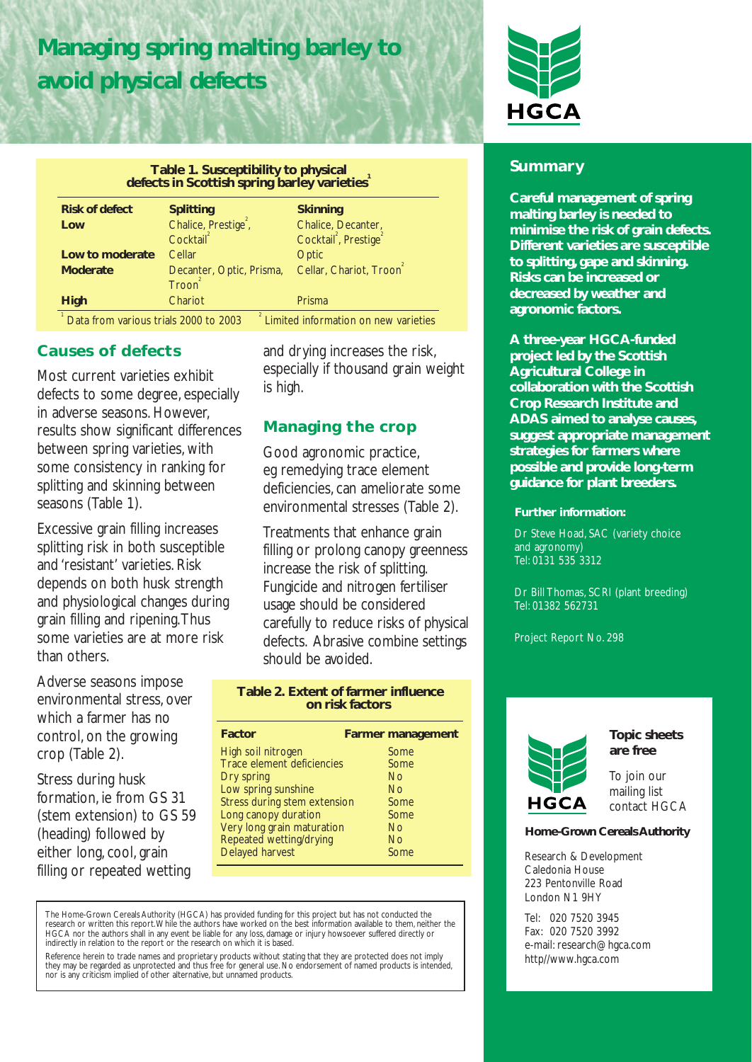# Managing spring malting barley to avoid physical defects

**Table 1. Susceptibility to physical defects in Scottish spring barley varieties[1]**

| Risk of defect | Splitting | Skinning |
|---|---|---|
| **Low** | Chalice, Prestige[2], Cocktail[2] | Chalice, Decanter, Cocktail[2], Prestige[2] |
| **Low to moderate** | Cellar | Optic |
| **Moderate** | Decanter, Optic, Prisma, Troon[2] | Cellar, Chariot, Troon[2] |
| **High** | Chariot | Prisma |

[1] Data from various trials 2000 to 2003   [2] Limited information on new varieties

## Causes of defects

Most current varieties exhibit defects to some degree, especially in adverse seasons. However, results show significant differences between spring varieties, with some consistency in ranking for splitting and skinning between seasons (Table 1).

Excessive grain filling increases splitting risk in both susceptible and 'resistant' varieties. Risk depends on both husk strength and physiological changes during grain filling and ripening. Thus some varieties are at more risk than others.

Adverse seasons impose environmental stress, over which a farmer has no control, on the growing crop (Table 2).

Stress during husk formation, ie from GS 31 (stem extension) to GS 59 (heading) followed by either long, cool, grain filling or repeated wetting and drying increases the risk, especially if thousand grain weight is high.

## Managing the crop

Good agronomic practice, eg remedying trace element deficiencies, can ameliorate some environmental stresses (Table 2).

Treatments that enhance grain filling or prolong canopy greenness increase the risk of splitting. Fungicide and nitrogen fertiliser usage should be considered carefully to reduce risks of physical defects. Abrasive combine settings should be avoided.

**Table 2. Extent of farmer influence on risk factors**

| Factor | Farmer management |
|---|---|
| High soil nitrogen | Some |
| Trace element deficiencies | Some |
| Dry spring | No |
| Low spring sunshine | No |
| Stress during stem extension | Some |
| Long canopy duration | Some |
| Very long grain maturation | No |
| Repeated wetting/drying | No |
| Delayed harvest | Some |

The Home-Grown Cereals Authority (HGCA) has provided funding for this project but has not conducted the research or written this report. While the authors have worked on the best information available to them, neither the HGCA nor the authors shall in any event be liable for any loss, damage or injury howsoever suffered directly or indirectly in relation to the report or the research on which it is based.

Reference herein to trade names and proprietary products without stating that they are protected does not imply they may be regarded as unprotected and thus free for general use. No endorsement of named products is intended, nor is any criticism implied of other alternative, but unnamed products.

HGCA

## Summary

**Careful management of spring malting barley is needed to minimise the risk of grain defects. Different varieties are susceptible to splitting, gape and skinning. Risks can be increased or decreased by weather and agronomic factors.**

**A three-year HGCA-funded project led by the Scottish Agricultural College in collaboration with the Scottish Crop Research Institute and ADAS aimed to analyse causes, suggest appropriate management strategies for farmers where possible and provide long-term guidance for plant breeders.**

**Further information:**

Dr Steve Hoad, SAC (variety choice and agronomy)
Tel: 0131 535 3312

Dr Bill Thomas, SCRI (plant breeding)
Tel: 01382 562731

Project Report No. 298

HGCA

**Topic sheets are free**

To join our mailing list contact HGCA

**Home-Grown Cereals Authority**

Research & Development
Caledonia House
223 Pentonville Road
London N1 9HY

Tel: 020 7520 3945
Fax: 020 7520 3992
e-mail: research@hgca.com
http//www.hgca.com